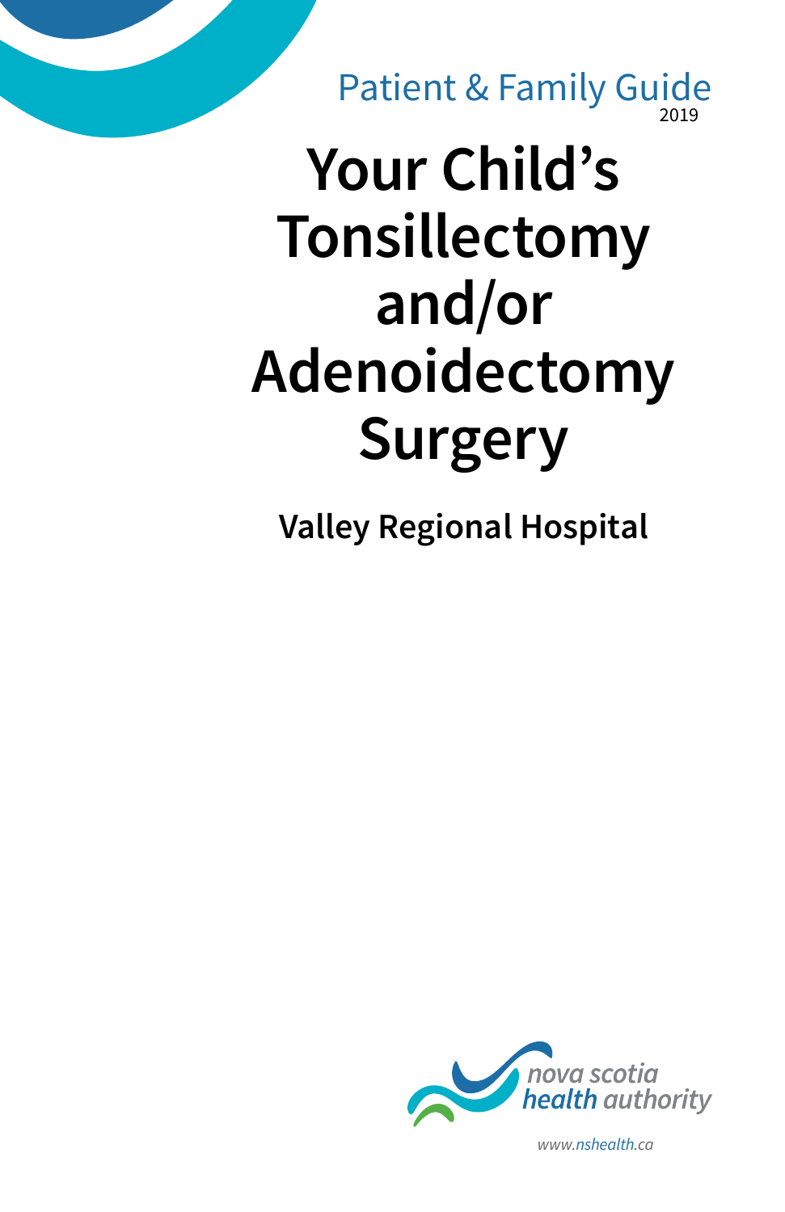Patient & Family Guide
2019

# Your Child's Tonsillectomy and/or Adenoidectomy Surgery

**Valley Regional Hospital**

nova scotia
health authority

www.nshealth.ca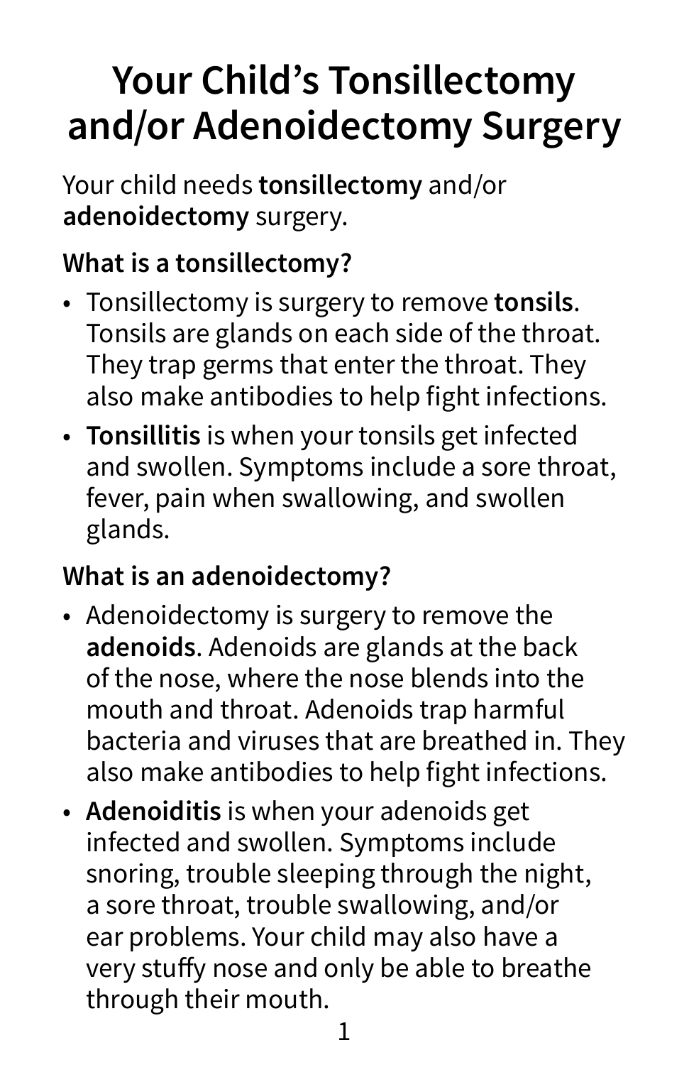# Your Child's Tonsillectomy and/or Adenoidectomy Surgery

Your child needs **tonsillectomy** and/or **adenoidectomy** surgery.

### What is a tonsillectomy?

- Tonsillectomy is surgery to remove **tonsils**. Tonsils are glands on each side of the throat. They trap germs that enter the throat. They also make antibodies to help fight infections.
- **Tonsillitis** is when your tonsils get infected and swollen. Symptoms include a sore throat, fever, pain when swallowing, and swollen glands.

### What is an adenoidectomy?

- Adenoidectomy is surgery to remove the **adenoids**. Adenoids are glands at the back of the nose, where the nose blends into the mouth and throat. Adenoids trap harmful bacteria and viruses that are breathed in. They also make antibodies to help fight infections.
- **Adenoiditis** is when your adenoids get infected and swollen. Symptoms include snoring, trouble sleeping through the night, a sore throat, trouble swallowing, and/or ear problems. Your child may also have a very stuffy nose and only be able to breathe through their mouth.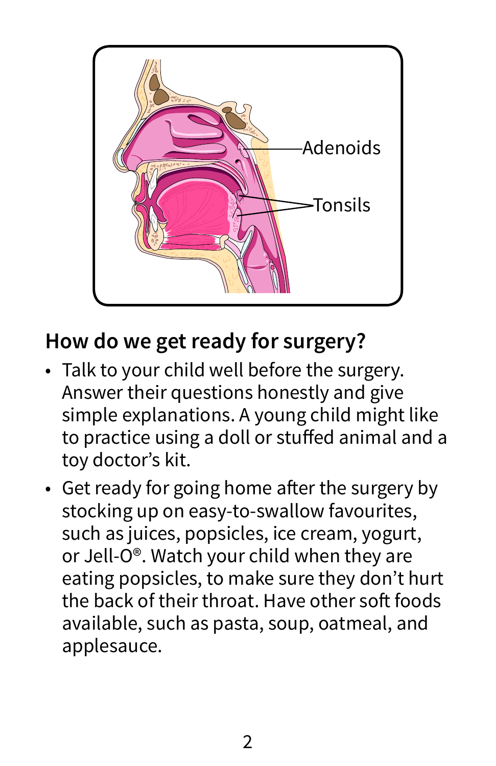## How do we get ready for surgery?

- Talk to your child well before the surgery. Answer their questions honestly and give simple explanations. A young child might like to practice using a doll or stuffed animal and a toy doctor's kit.
- Get ready for going home after the surgery by stocking up on easy-to-swallow favourites, such as juices, popsicles, ice cream, yogurt, or Jell-O®. Watch your child when they are eating popsicles, to make sure they don't hurt the back of their throat. Have other soft foods available, such as pasta, soup, oatmeal, and applesauce.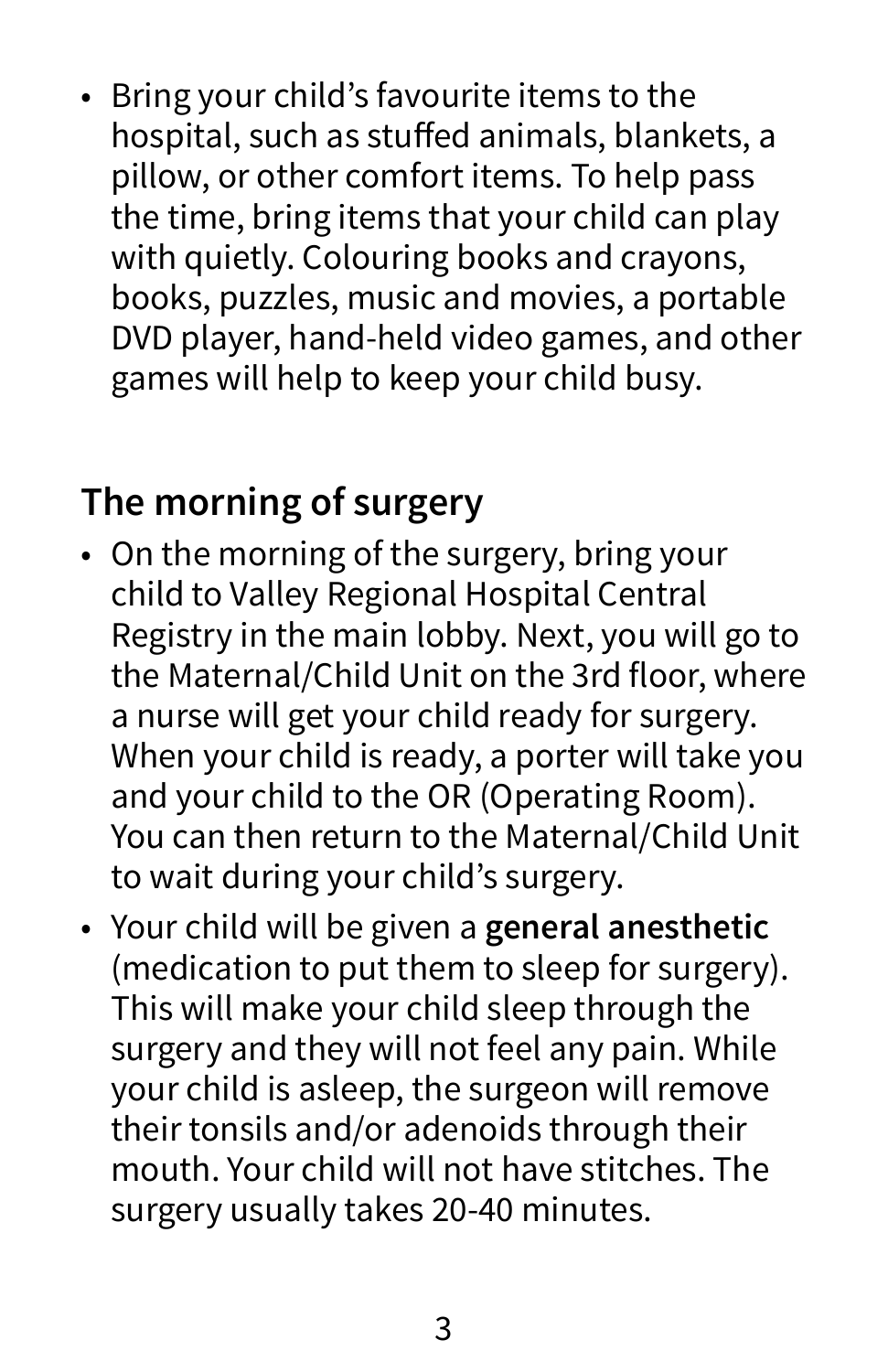- Bring your child's favourite items to the hospital, such as stuffed animals, blankets, a pillow, or other comfort items. To help pass the time, bring items that your child can play with quietly. Colouring books and crayons, books, puzzles, music and movies, a portable DVD player, hand-held video games, and other games will help to keep your child busy.

## The morning of surgery

- On the morning of the surgery, bring your child to Valley Regional Hospital Central Registry in the main lobby. Next, you will go to the Maternal/Child Unit on the 3rd floor, where a nurse will get your child ready for surgery. When your child is ready, a porter will take you and your child to the OR (Operating Room). You can then return to the Maternal/Child Unit to wait during your child's surgery.
- Your child will be given a **general anesthetic** (medication to put them to sleep for surgery). This will make your child sleep through the surgery and they will not feel any pain. While your child is asleep, the surgeon will remove their tonsils and/or adenoids through their mouth. Your child will not have stitches. The surgery usually takes 20-40 minutes.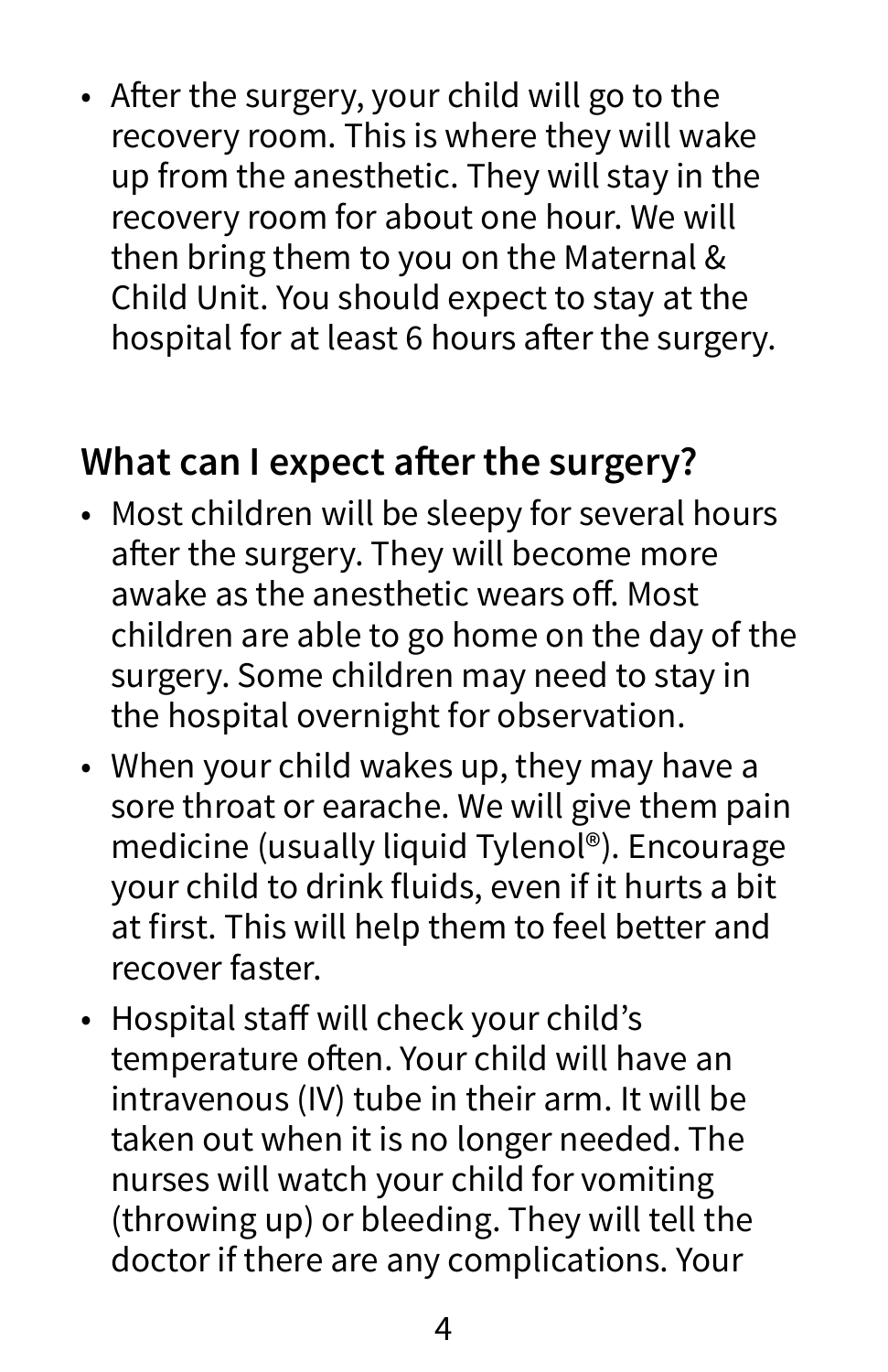- After the surgery, your child will go to the recovery room. This is where they will wake up from the anesthetic. They will stay in the recovery room for about one hour. We will then bring them to you on the Maternal & Child Unit. You should expect to stay at the hospital for at least 6 hours after the surgery.

## What can I expect after the surgery?

- Most children will be sleepy for several hours after the surgery. They will become more awake as the anesthetic wears off. Most children are able to go home on the day of the surgery. Some children may need to stay in the hospital overnight for observation.
- When your child wakes up, they may have a sore throat or earache. We will give them pain medicine (usually liquid Tylenol®). Encourage your child to drink fluids, even if it hurts a bit at first. This will help them to feel better and recover faster.
- Hospital staff will check your child's temperature often. Your child will have an intravenous (IV) tube in their arm. It will be taken out when it is no longer needed. The nurses will watch your child for vomiting (throwing up) or bleeding. They will tell the doctor if there are any complications. Your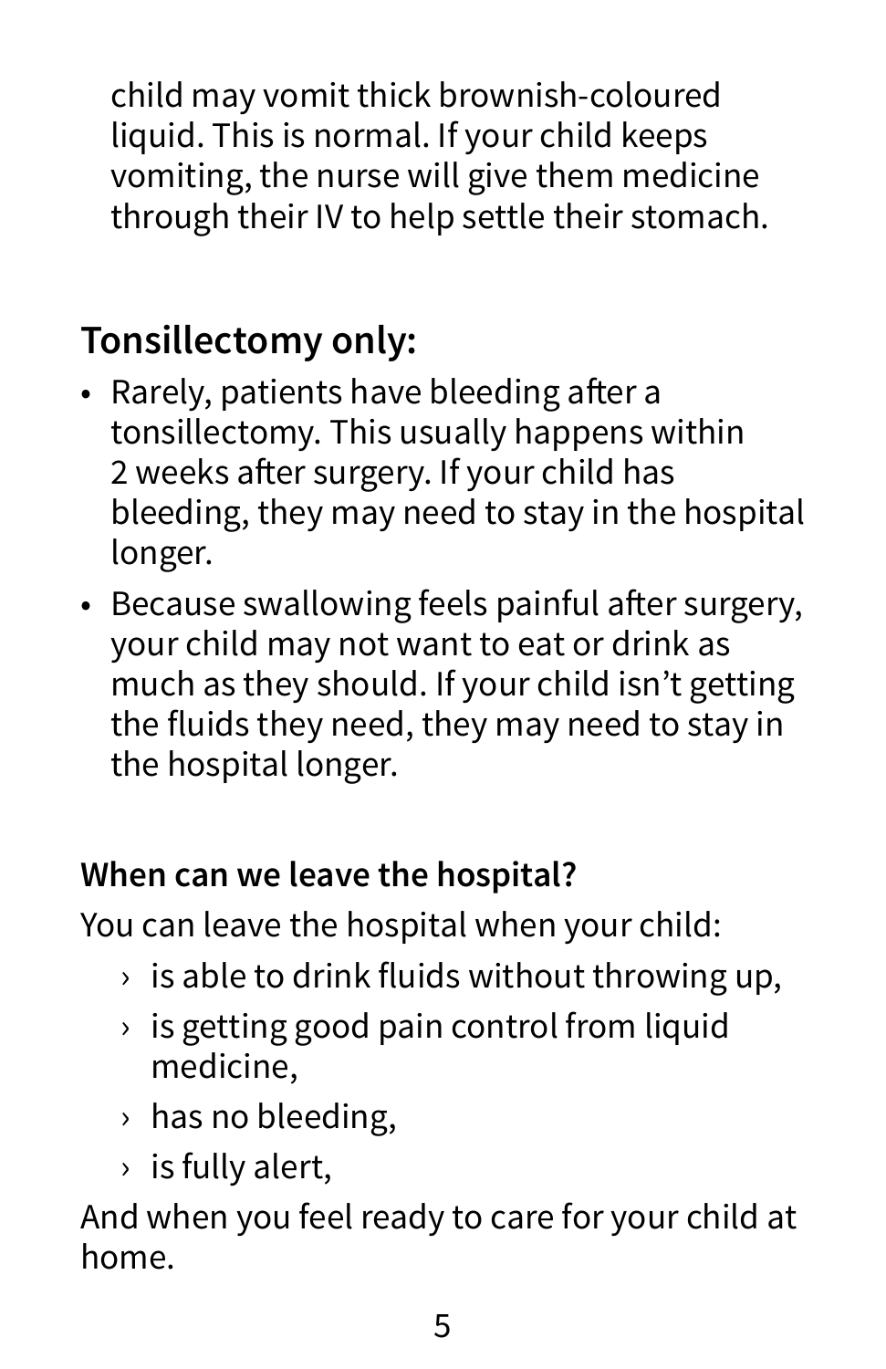child may vomit thick brownish-coloured liquid. This is normal. If your child keeps vomiting, the nurse will give them medicine through their IV to help settle their stomach.

## Tonsillectomy only:

- Rarely, patients have bleeding after a tonsillectomy. This usually happens within 2 weeks after surgery. If your child has bleeding, they may need to stay in the hospital longer.
- Because swallowing feels painful after surgery, your child may not want to eat or drink as much as they should. If your child isn't getting the fluids they need, they may need to stay in the hospital longer.

### When can we leave the hospital?

You can leave the hospital when your child:

- is able to drink fluids without throwing up,
- is getting good pain control from liquid medicine,
- has no bleeding,
- is fully alert,

And when you feel ready to care for your child at home.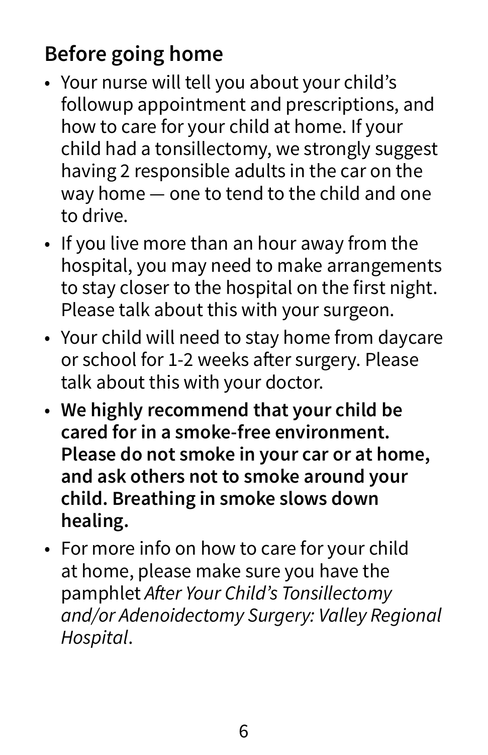## Before going home

- Your nurse will tell you about your child's followup appointment and prescriptions, and how to care for your child at home. If your child had a tonsillectomy, we strongly suggest having 2 responsible adults in the car on the way home — one to tend to the child and one to drive.
- If you live more than an hour away from the hospital, you may need to make arrangements to stay closer to the hospital on the first night. Please talk about this with your surgeon.
- Your child will need to stay home from daycare or school for 1-2 weeks after surgery. Please talk about this with your doctor.
- **We highly recommend that your child be cared for in a smoke-free environment. Please do not smoke in your car or at home, and ask others not to smoke around your child. Breathing in smoke slows down healing.**
- For more info on how to care for your child at home, please make sure you have the pamphlet *After Your Child's Tonsillectomy and/or Adenoidectomy Surgery: Valley Regional Hospital*.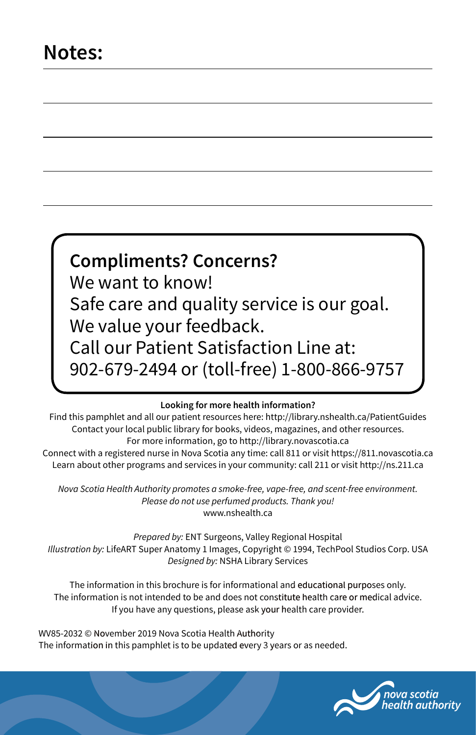## Notes:

**Compliments? Concerns?**

We want to know!

Safe care and quality service is our goal.

We value your feedback.

Call our Patient Satisfaction Line at:

902-679-2494 or (toll-free) 1-800-866-9757

**Looking for more health information?**

Find this pamphlet and all our patient resources here: http://library.nshealth.ca/PatientGuides

Contact your local public library for books, videos, magazines, and other resources.

For more information, go to http://library.novascotia.ca

Connect with a registered nurse in Nova Scotia any time: call 811 or visit https://811.novascotia.ca

Learn about other programs and services in your community: call 211 or visit http://ns.211.ca

*Nova Scotia Health Authority promotes a smoke-free, vape-free, and scent-free environment.*
*Please do not use perfumed products. Thank you!*

www.nshealth.ca

*Prepared by:* ENT Surgeons, Valley Regional Hospital

*Illustration by:* LifeART Super Anatomy 1 Images, Copyright © 1994, TechPool Studios Corp. USA

*Designed by:* NSHA Library Services

The information in this brochure is for informational and educational purposes only.
The information is not intended to be and does not constitute health care or medical advice.
If you have any questions, please ask your health care provider.

WV85-2032 © November 2019 Nova Scotia Health Authority
The information in this pamphlet is to be updated every 3 years or as needed.

nova scotia health authority